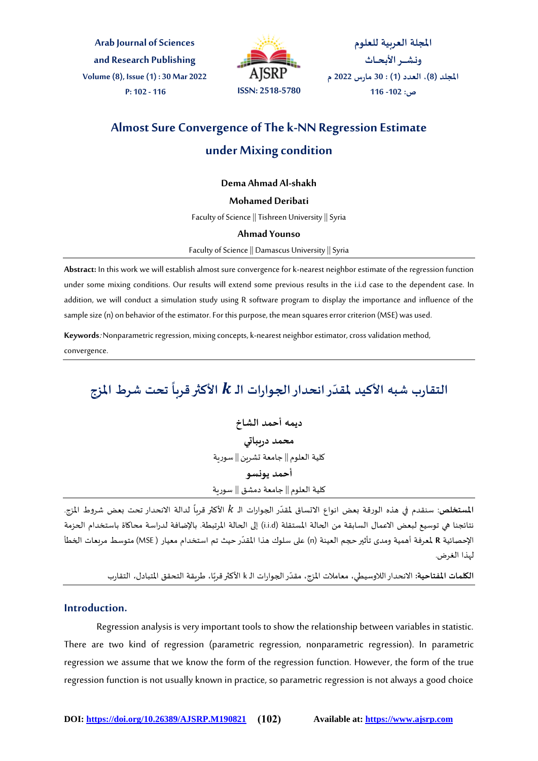# Almost Sure Convergence of The k-NN Regression Estimate under Mixing condition

**Dema Ahmad Al-shakh**

**Mohamed Deribati**

Faculty of Science || Tishreen University || Syria

**Ahmad Younso**

Faculty of Science || Damascus University || Syria

**Abstract:** In this work we will establish almost sure convergence for k-nearest neighbor estimate of the regression function under some mixing conditions. Our results will extend some previous results in the i.i.d case to the dependent case. In addition, we will conduct a simulation study using R software program to display the importance and influence of the sample size (n) on behavior of the estimator. For this purpose, the mean squares error criterion (MSE) was used.

**Keywords***:* Nonparametric regression, mixing concepts, k-nearest neighbor estimator, cross validation method, convergence.

# التقارب شبه الأكيد لمقدّر انحدار الجوارات الـ $k$ الأكثر قرباً تحت شرط المزج

**ديمه أحمد الشاخ**

**محمد دريباتي**

كلية العلوم || جامعة تشرين || سورية

**أحمد يونسو**

كلية العلوم || جامعة دمشق || سورية

**المستخلص:** سنقدم في هذه الورقة بعض انواع الاتساق لمقدّر الجوارات الـ $k$ الأكثر قرباً لدالة الانحدار تحت بعض شروط المزج. نتائجنا هي توسيع لبعض الاعمال السابقة من الحالة المستقلة (i.i.d) إلى الحالة المرتبطة. بالإضافة لدراسة محاكاة باستخدام الحزمة الإحصائية R لمعرفة أهمية ومدى تأثير حجم العينة (n) على سلوك هذا المقدّر حيث تم استخدام معيار (MSE) متوسط مربعات الخطأ لهذا الغرض.

**الكلمات المفتاحية:** الانحدار اللاوسيطي، معاملات المزج، مقدّر الجوارات الـ k الأكثر قربًا، طريقة التحقق المتبادل، التقارب

## Introduction.

Regression analysis is very important tools to show the relationship between variables in statistic. There are two kind of regression (parametric regression, nonparametric regression). In parametric regression we assume that we know the form of the regression function. However, the form of the true regression function is not usually known in practice, so parametric regression is not always a good choice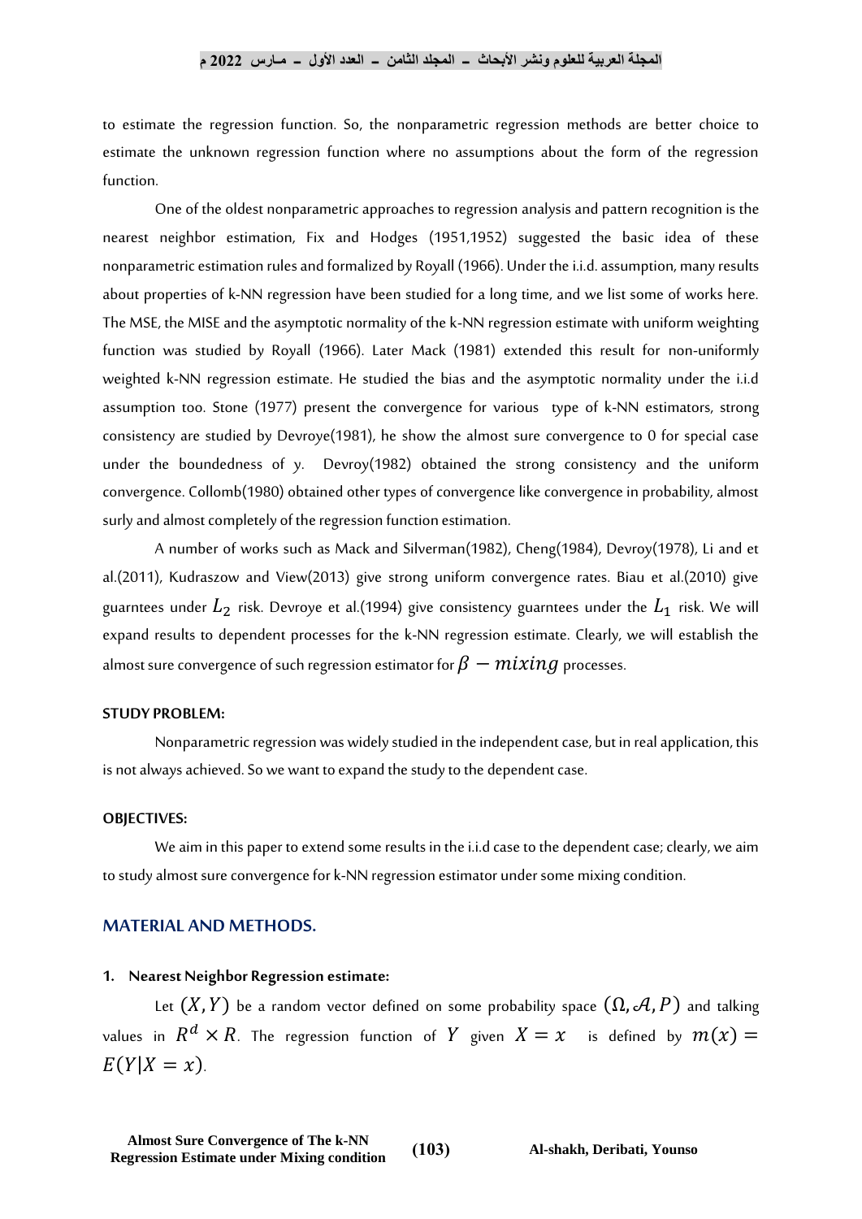to estimate the regression function. So, the nonparametric regression methods are better choice to estimate the unknown regression function where no assumptions about the form of the regression function.

One of the oldest nonparametric approaches to regression analysis and pattern recognition is the nearest neighbor estimation, Fix and Hodges (1951,1952) suggested the basic idea of these nonparametric estimation rules and formalized by Royall (1966). Under the i.i.d. assumption, many results about properties of k-NN regression have been studied for a long time, and we list some of works here. The MSE, the MISE and the asymptotic normality of the k-NN regression estimate with uniform weighting function was studied by Royall (1966). Later Mack (1981) extended this result for non-uniformly weighted k-NN regression estimate. He studied the bias and the asymptotic normality under the i.i.d assumption too. Stone (1977) present the convergence for various type of k-NN estimators, strong consistency are studied by Devroye(1981), he show the almost sure convergence to 0 for special case under the boundedness of y. Devroy(1982) obtained the strong consistency and the uniform convergence. Collomb(1980) obtained other types of convergence like convergence in probability, almost surly and almost completely of the regression function estimation.

A number of works such as Mack and Silverman(1982), Cheng(1984), Devroy(1978), Li and et al.(2011), Kudraszow and View(2013) give strong uniform convergence rates. Biau et al.(2010) give guarntees under $L_2$ risk. Devroye et al.(1994) give consistency guarntees under the $L_1$ risk. We will expand results to dependent processes for the k-NN regression estimate. Clearly, we will establish the almost sure convergence of such regression estimator for $\beta - mixing$ processes.

**STUDY PROBLEM:**

Nonparametric regression was widely studied in the independent case, but in real application, this is not always achieved. So we want to expand the study to the dependent case.

**OBJECTIVES:**

We aim in this paper to extend some results in the i.i.d case to the dependent case; clearly, we aim to study almost sure convergence for k-NN regression estimator under some mixing condition.

## MATERIAL AND METHODS.

### 1. Nearest Neighbor Regression estimate:

Let $(X, Y)$ be a random vector defined on some probability space $(\Omega, \mathcal{A}, P)$ and talking values in $R^d \times R$. The regression function of $Y$ given $X = x$ is defined by $m(x) = E(Y|X = x)$.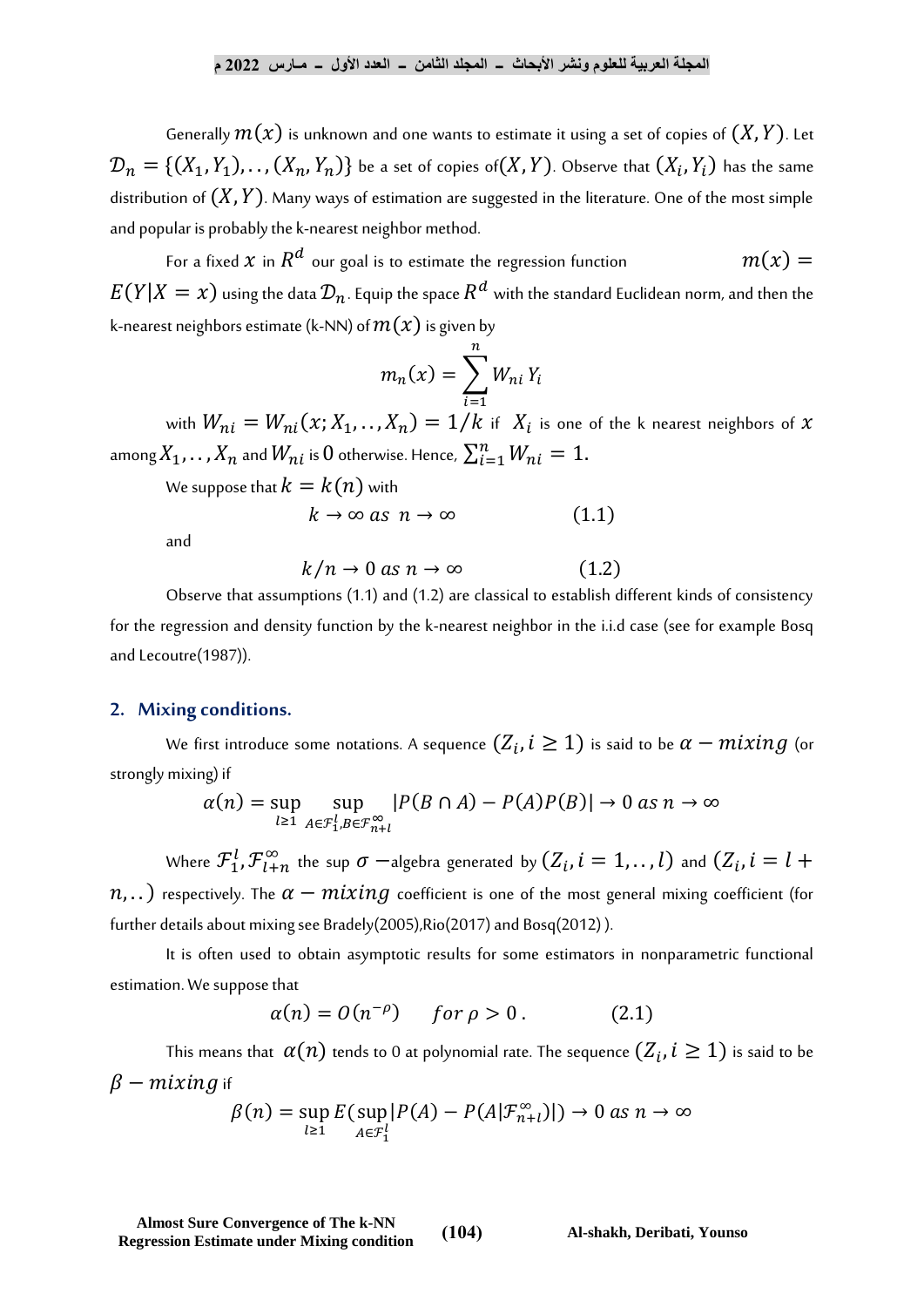Generally $m(x)$ is unknown and one wants to estimate it using a set of copies of $(X, Y)$. Let $\mathcal{D}_n = \{(X_1, Y_1), .., (X_n, Y_n)\}$ be a set of copies of$(X, Y)$. Observe that $(X_i, Y_i)$ has the same distribution of $(X, Y)$. Many ways of estimation are suggested in the literature. One of the most simple and popular is probably the k-nearest neighbor method.

For a fixed $x$ in $R^d$ our goal is to estimate the regression function $m(x) = E(Y|X = x)$ using the data $\mathcal{D}_n$. Equip the space $R^d$ with the standard Euclidean norm, and then the k-nearest neighbors estimate (k-NN) of $m(x)$ is given by

$$m_n(x) = \sum_{i=1}^{n} W_{ni}\, Y_i$$

with $W_{ni} = W_{ni}(x; X_1, .., X_n) = 1/k$ if $X_i$ is one of the k nearest neighbors of $x$ among $X_1, .., X_n$ and $W_{ni}$ is $0$ otherwise. Hence, $\sum_{i=1}^{n} W_{ni} = 1$.

We suppose that $k = k(n)$ with

$$k \to \infty \ as \ n \to \infty \qquad (1.1)$$

and

$$k/n \to 0 \ as \ n \to \infty \qquad (1.2)$$

Observe that assumptions (1.1) and (1.2) are classical to establish different kinds of consistency for the regression and density function by the k-nearest neighbor in the i.i.d case (see for example Bosq and Lecoutre(1987)).

## 2. Mixing conditions.

We first introduce some notations. A sequence $(Z_i, i \geq 1)$ is said to be $\alpha - mixing$ (or strongly mixing) if

$$\alpha(n) = \sup_{l \geq 1} \sup_{A \in \mathcal{F}_1^l, B \in \mathcal{F}_{n+l}^{\infty}} |P(B \cap A) - P(A)P(B)| \to 0 \ as \ n \to \infty$$

Where $\mathcal{F}_1^l, \mathcal{F}_{l+n}^{\infty}$ the sup $\sigma$ −algebra generated by $(Z_i, i = 1, .., l)$ and $(Z_i, i = l + n, ..)$ respectively. The $\alpha - mixing$ coefficient is one of the most general mixing coefficient (for further details about mixing see Bradely(2005),Rio(2017) and Bosq(2012) ).

It is often used to obtain asymptotic results for some estimators in nonparametric functional estimation. We suppose that

$$\alpha(n) = O(n^{-\rho}) \qquad for \ \rho > 0\,. \qquad (2.1)$$

This means that $\alpha(n)$ tends to 0 at polynomial rate. The sequence $(Z_i, i \geq 1)$ is said to be $\beta - mixing$ if

$$\beta(n) = \sup_{l \geq 1} E(\sup_{A \in \mathcal{F}_1^l} |P(A) - P(A|\mathcal{F}_{n+l}^{\infty})|) \to 0 \ as \ n \to \infty$$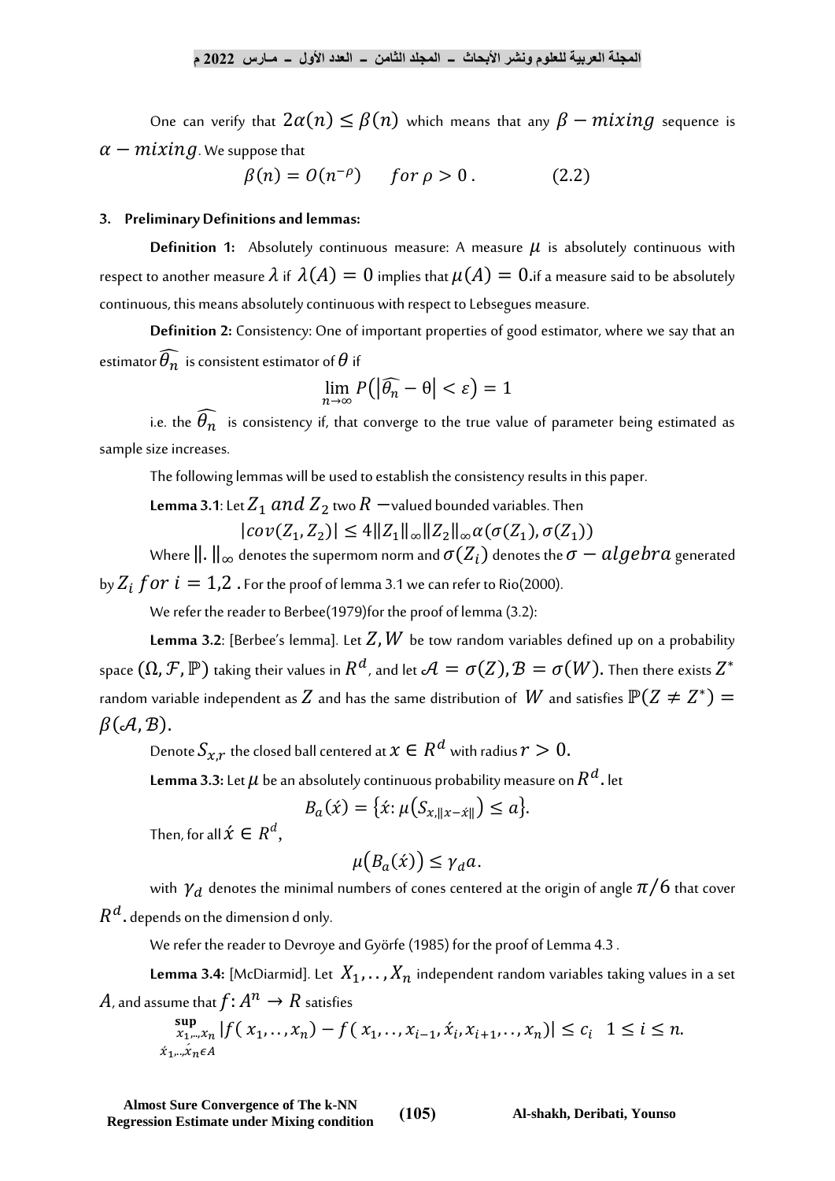One can verify that $2\alpha(n) \leq \beta(n)$ which means that any $\beta - mixing$ sequence is $\alpha - mixing$. We suppose that

$$\beta(n) = O(n^{-\rho}) \qquad for\ \rho > 0\,. \qquad\qquad (2.2)$$

### 3. Preliminary Definitions and lemmas:

**Definition 1:** Absolutely continuous measure: A measure $\mu$ is absolutely continuous with respect to another measure $\lambda$ if $\lambda(A) = 0$ implies that $\mu(A) = 0$.if a measure said to be absolutely continuous, this means absolutely continuous with respect to Lebsegues measure.

**Definition 2:** Consistency: One of important properties of good estimator, where we say that an estimator $\widehat{\theta_n}$ is consistent estimator of $\theta$ if

$$\lim_{n\to\infty} P\left(\left|\widehat{\theta_n} - \theta\right| < \varepsilon\right) = 1$$

i.e. the $\widehat{\theta_n}$ is consistency if, that converge to the true value of parameter being estimated as sample size increases.

The following lemmas will be used to establish the consistency results in this paper.

**Lemma 3.1**: Let $Z_1\ and\ Z_2$ two $R$ −valued bounded variables. Then

$$|cov(Z_1, Z_2)| \leq 4\|Z_1\|_\infty \|Z_2\|_\infty \alpha(\sigma(Z_1), \sigma(Z_1))$$

Where $\|.\|_\infty$ denotes the supermom norm and $\sigma(Z_i)$ denotes the $\sigma - algebra$ generated by $Z_i\ for\ i = 1{,}2$ . For the proof of lemma 3.1 we can refer to Rio(2000).

We refer the reader to Berbee(1979)for the proof of lemma (3.2):

**Lemma 3.2**: [Berbee's lemma]. Let $Z, W$ be tow random variables defined up on a probability space $(\Omega, \mathcal{F}, \mathbb{P})$ taking their values in $R^d$, and let $\mathcal{A} = \sigma(Z), \mathcal{B} = \sigma(W)$. Then there exists $Z^*$ random variable independent as $Z$ and has the same distribution of $W$ and satisfies $\mathbb{P}(Z \neq Z^*) = \beta(\mathcal{A}, \mathcal{B})$.

Denote $S_{x,r}$ the closed ball centered at $x \in R^d$ with radius $r > 0$.

**Lemma 3.3:** Let $\mu$ be an absolutely continuous probability measure on $R^d$. let

$$B_a(\acute{x}) = \{\acute{x}: \mu(S_{x,\|x-\acute{x}\|}) \leq a\}.$$

Then, for all $\acute{x} \in R^d$,

$$\mu(B_a(\acute{x})) \leq \gamma_d a.$$

with $\gamma_d$ denotes the minimal numbers of cones centered at the origin of angle $\pi/6$ that cover $R^d$. depends on the dimension d only.

We refer the reader to Devroye and Györfe (1985) for the proof of Lemma 4.3 .

**Lemma 3.4:** [McDiarmid]. Let $X_1, .., X_n$ independent random variables taking values in a set $A$, and assume that $f: A^n \to R$ satisfies

$$\sup_{\substack{x_1,..,x_n \\ \acute{x}_1,..,\acute{x}_n \in A}} |f(x_1, .., x_n) - f(x_1, .., x_{i-1}, \acute{x}_i, x_{i+1}, .., x_n)| \leq c_i \quad 1 \leq i \leq n.$$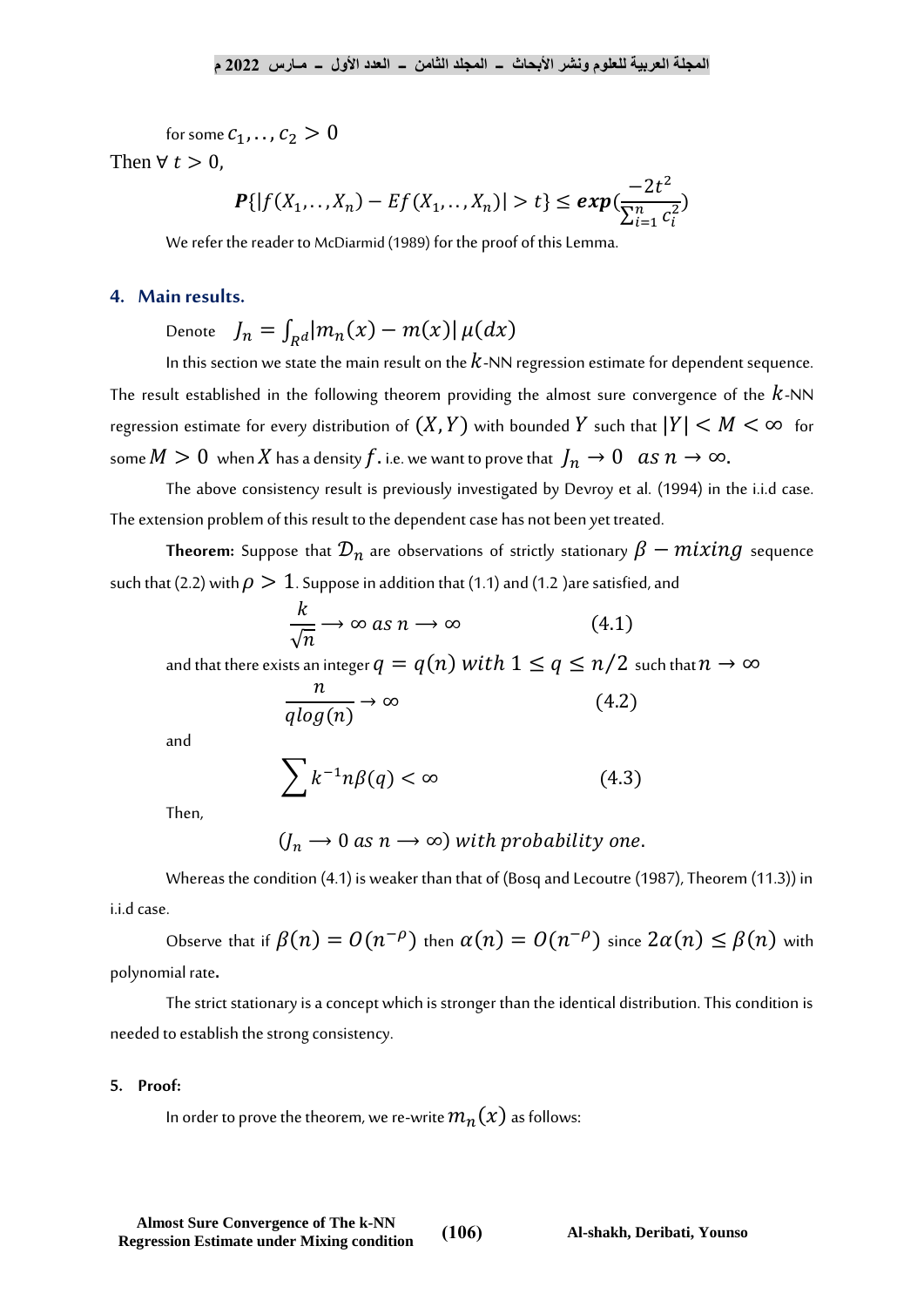for some $c_1, .., c_2 > 0$

Then $\forall \ t > 0$,

$$\boldsymbol{P}\{|f(X_1, .., X_n) - Ef(X_1, .., X_n)| > t\} \leq \boldsymbol{exp}(\frac{-2t^2}{\sum_{i=1}^{n} c_i^2})$$

We refer the reader to McDiarmid (1989) for the proof of this Lemma.

## 4. Main results.

Denote $\quad J_n = \int_{R^d} |m_n(x) - m(x)| \, \mu(dx)$

In this section we state the main result on the $k$-NN regression estimate for dependent sequence. The result established in the following theorem providing the almost sure convergence of the $k$-NN regression estimate for every distribution of $(X, Y)$ with bounded $Y$ such that $|Y| < M < \infty$ for some $M > 0$ when $X$ has a density $f$. i.e. we want to prove that $J_n \to 0 \quad as \ n \to \infty$.

The above consistency result is previously investigated by Devroy et al. (1994) in the i.i.d case. The extension problem of this result to the dependent case has not been yet treated.

**Theorem:** Suppose that $\mathcal{D}_n$ are observations of strictly stationary $\beta - mixing$ sequence such that (2.2) with $\rho > 1$. Suppose in addition that (1.1) and (1.2 )are satisfied, and

$$\frac{k}{\sqrt{n}} \longrightarrow \infty \ as \ n \longrightarrow \infty \qquad (4.1)$$

and that there exists an integer $q = q(n) \ with \ 1 \leq q \leq n/2$ such that $n \to \infty$

$$\frac{n}{q log(n)} \to \infty \qquad (4.2)$$

and

$$\sum k^{-1} n \beta(q) < \infty \qquad (4.3)$$

Then,

$$(J_n \longrightarrow 0 \ as \ n \longrightarrow \infty) \ with \ probability \ one.$$

Whereas the condition (4.1) is weaker than that of (Bosq and Lecoutre (1987), Theorem (11.3)) in i.i.d case.

Observe that if $\beta(n) = O(n^{-\rho})$ then $\alpha(n) = O(n^{-\rho})$ since $2\alpha(n) \leq \beta(n)$ with polynomial rate**.**

The strict stationary is a concept which is stronger than the identical distribution. This condition is needed to establish the strong consistency.

### 5. Proof:

In order to prove the theorem, we re-write $m_n(x)$ as follows: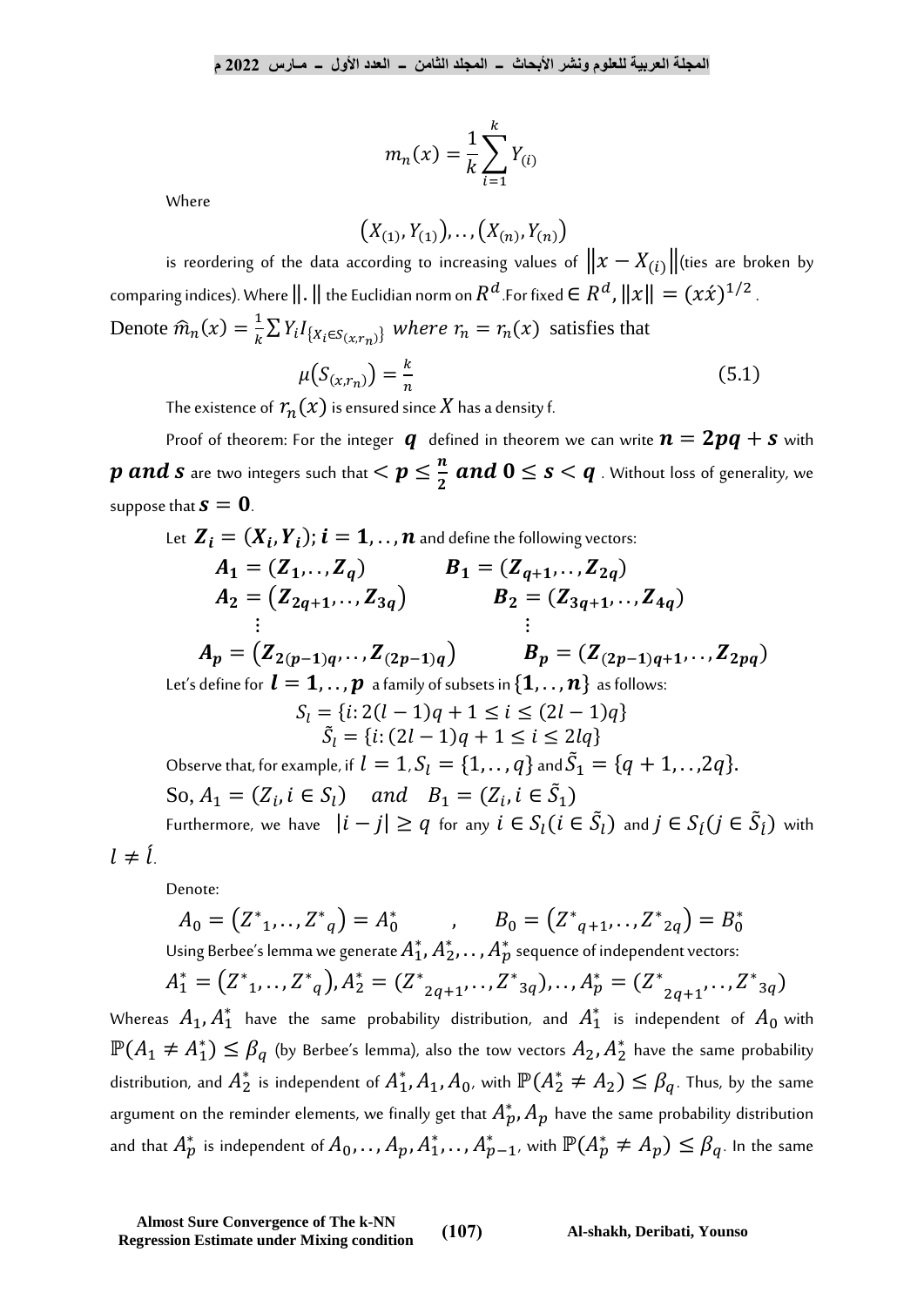$$m_n(x) = \frac{1}{k}\sum_{i=1}^{k} Y_{(i)}$$

Where

$$\left(X_{(1)}, Y_{(1)}\right), \ldots, \left(X_{(n)}, Y_{(n)}\right)$$

is reordering of the data according to increasing values of $\left\|x - X_{(i)}\right\|$(ties are broken by comparing indices). Where $\|.\|$ the Euclidian norm on $R^d$.For fixed $\in R^d$, $\|x\| = (x\acute{x})^{1/2}$.

Denote $\widehat{m}_n(x) = \frac{1}{k}\sum Y_i I_{\{X_i \in S_{(x,r_n)}\}}$ *where* $r_n = r_n(x)$ satisfies that

$$\mu\left(S_{(x,r_n)}\right) = \frac{k}{n} \tag{5.1}$$

The existence of $r_n(x)$ is ensured since $X$ has a density f.

Proof of theorem: For the integer $\boldsymbol{q}$ defined in theorem we can write $\boldsymbol{n = 2pq + s}$ with $\boldsymbol{p}$ **and** $\boldsymbol{s}$ are two integers such that $< \boldsymbol{p} \leq \frac{\boldsymbol{n}}{\boldsymbol{2}}$ **and** $\boldsymbol{0 \leq s < q}$. Without loss of generality, we suppose that $\boldsymbol{s = 0}$.

Let $\boldsymbol{Z_i = (X_i, Y_i); i = 1, \ldots, n}$ and define the following vectors:

$$\begin{aligned}
&\boldsymbol{A_1 = (Z_1, \ldots, Z_q)} &&\boldsymbol{B_1 = (Z_{q+1}, \ldots, Z_{2q})}\\
&\boldsymbol{A_2 = (Z_{2q+1}, \ldots, Z_{3q})} &&\boldsymbol{B_2 = (Z_{3q+1}, \ldots, Z_{4q})}\\
&\quad\vdots &&\quad\vdots\\
&\boldsymbol{A_p = (Z_{2(p-1)q}, \ldots, Z_{(2p-1)q})} &&\boldsymbol{B_p = (Z_{(2p-1)q+1}, \ldots, Z_{2pq})}
\end{aligned}$$

Let's define for $\boldsymbol{l = 1, \ldots, p}$ a family of subsets in $\{\boldsymbol{1, \ldots, n}\}$ as follows:

$$S_l = \{i: 2(l-1)q + 1 \leq i \leq (2l-1)q\}$$
$$\tilde{S}_l = \{i: (2l-1)q + 1 \leq i \leq 2lq\}$$

Observe that, for example, if $l = 1, S_l = \{1, \ldots, q\}$ and $\tilde{S}_1 = \{q+1, \ldots, 2q\}$.

So, $A_1 = (Z_i, i \in S_l)$ *and* $B_1 = (Z_i, i \in \tilde{S}_1)$

Furthermore, we have $|i - j| \geq q$ for any $i \in S_l (i \in \tilde{S}_l)$ and $j \in S_{\acute{l}} (j \in \tilde{S}_{\acute{l}})$ with $l \neq \acute{l}$.

Denote:

$$A_0 = \left(Z^*_1, \ldots, Z^*_q\right) = A_0^* \qquad , \qquad B_0 = \left(Z^*_{q+1}, \ldots, Z^*_{2q}\right) = B_0^*$$

Using Berbee's lemma we generate $A_1^*, A_2^*, \ldots, A_p^*$ sequence of independent vectors:

$$A_1^* = \left(Z^*_1, \ldots, Z^*_q\right), A_2^* = \left(Z^*_{2q+1}, \ldots, Z^*_{3q}\right), \ldots, A_p^* = \left(Z^*_{2q+1}, \ldots, Z^*_{3q}\right)$$

Whereas $A_1, A_1^*$ have the same probability distribution, and $A_1^*$ is independent of $A_0$ with $\mathbb{P}(A_1 \neq A_1^*) \leq \beta_q$ (by Berbee's lemma), also the tow vectors $A_2, A_2^*$ have the same probability distribution, and $A_2^*$ is independent of $A_1^*, A_1, A_0$, with $\mathbb{P}(A_2^* \neq A_2) \leq \beta_q$. Thus, by the same argument on the reminder elements, we finally get that $A_p^*, A_p$ have the same probability distribution and that $A_p^*$ is independent of $A_0, \ldots, A_p, A_1^*, \ldots, A_{p-1}^*$, with $\mathbb{P}(A_p^* \neq A_p) \leq \beta_q$. In the same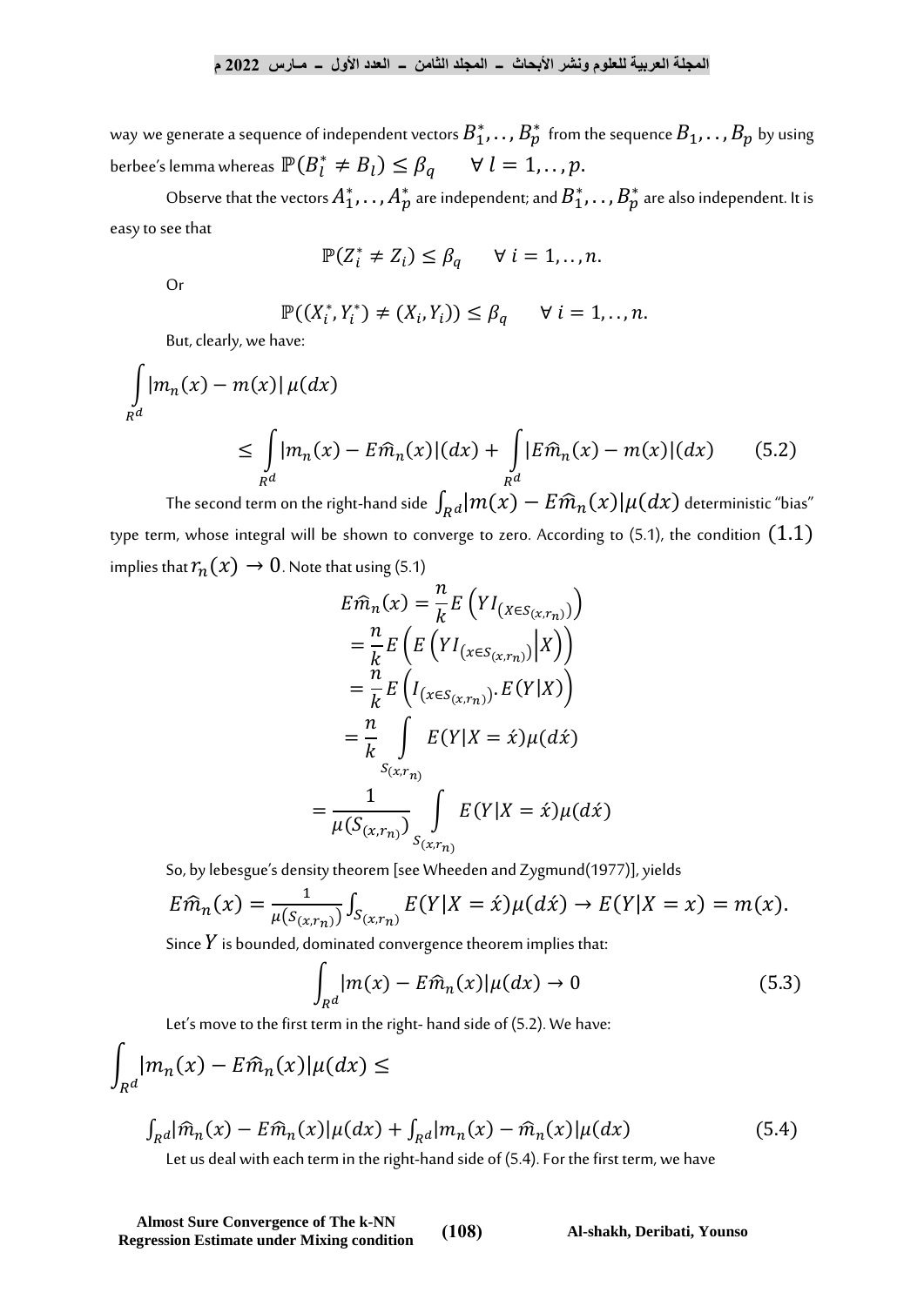way we generate a sequence of independent vectors $B_1^*, \ldots, B_p^*$ from the sequence $B_1, \ldots, B_p$ by using berbee's lemma whereas $\mathbb{P}(B_l^* \neq B_l) \leq \beta_q \quad \forall\, l = 1, \ldots, p.$

Observe that the vectors $A_1^*, \ldots, A_p^*$ are independent; and $B_1^*, \ldots, B_p^*$ are also independent. It is easy to see that

$$\mathbb{P}(Z_i^* \neq Z_i) \leq \beta_q \qquad \forall\, i = 1, \ldots, n.$$

Or

$$\mathbb{P}((X_i^*, Y_i^*) \neq (X_i, Y_i)) \leq \beta_q \qquad \forall\, i = 1, \ldots, n.$$

But, clearly, we have:

$$\int_{R^d} |m_n(x) - m(x)|\, \mu(dx)$$

$$\leq \int_{R^d} |m_n(x) - E\widehat{m}_n(x)|(dx) + \int_{R^d} |E\widehat{m}_n(x) - m(x)|(dx) \qquad (5.2)$$

The second term on the right-hand side $\int_{R^d} |m(x) - E\widehat{m}_n(x)|\mu(dx)$ deterministic "bias" type term, whose integral will be shown to converge to zero. According to (5.1), the condition $(1.1)$ implies that $r_n(x) \to 0$. Note that using (5.1)

$$
\begin{aligned}
E\widehat{m}_n(x) &= \frac{n}{k} E\left(Y I_{(X \in S_{(x,r_n)})}\right) \\
&= \frac{n}{k} E\left(E\left(Y I_{(x \in S_{(x,r_n)})} \middle| X\right)\right) \\
&= \frac{n}{k} E\left(I_{(x \in S_{(x,r_n)})} . E(Y|X)\right) \\
&= \frac{n}{k} \int_{S_{(x,r_n)}} E(Y|X = \acute{x})\mu(d\acute{x}) \\
&= \frac{1}{\mu(S_{(x,r_n)})} \int_{S_{(x,r_n)}} E(Y|X = \acute{x})\mu(d\acute{x})
\end{aligned}
$$

So, by lebesgue's density theorem [see Wheeden and Zygmund(1977)], yields

$$E\widehat{m}_n(x) = \frac{1}{\mu(S_{(x,r_n)})} \int_{S_{(x,r_n)}} E(Y|X = \acute{x})\mu(d\acute{x}) \to E(Y|X = x) = m(x).$$

Since $Y$ is bounded, dominated convergence theorem implies that:

$$\int_{R^d} |m(x) - E\widehat{m}_n(x)|\mu(dx) \to 0 \qquad (5.3)$$

Let's move to the first term in the right- hand side of (5.2). We have:

$$\int_{R^d} |m_n(x) - E\widehat{m}_n(x)|\mu(dx) \leq$$

$$\int_{R^d} |\widehat{m}_n(x) - E\widehat{m}_n(x)|\mu(dx) + \int_{R^d} |m_n(x) - \widehat{m}_n(x)|\mu(dx) \qquad (5.4)$$

Let us deal with each term in the right-hand side of (5.4). For the first term, we have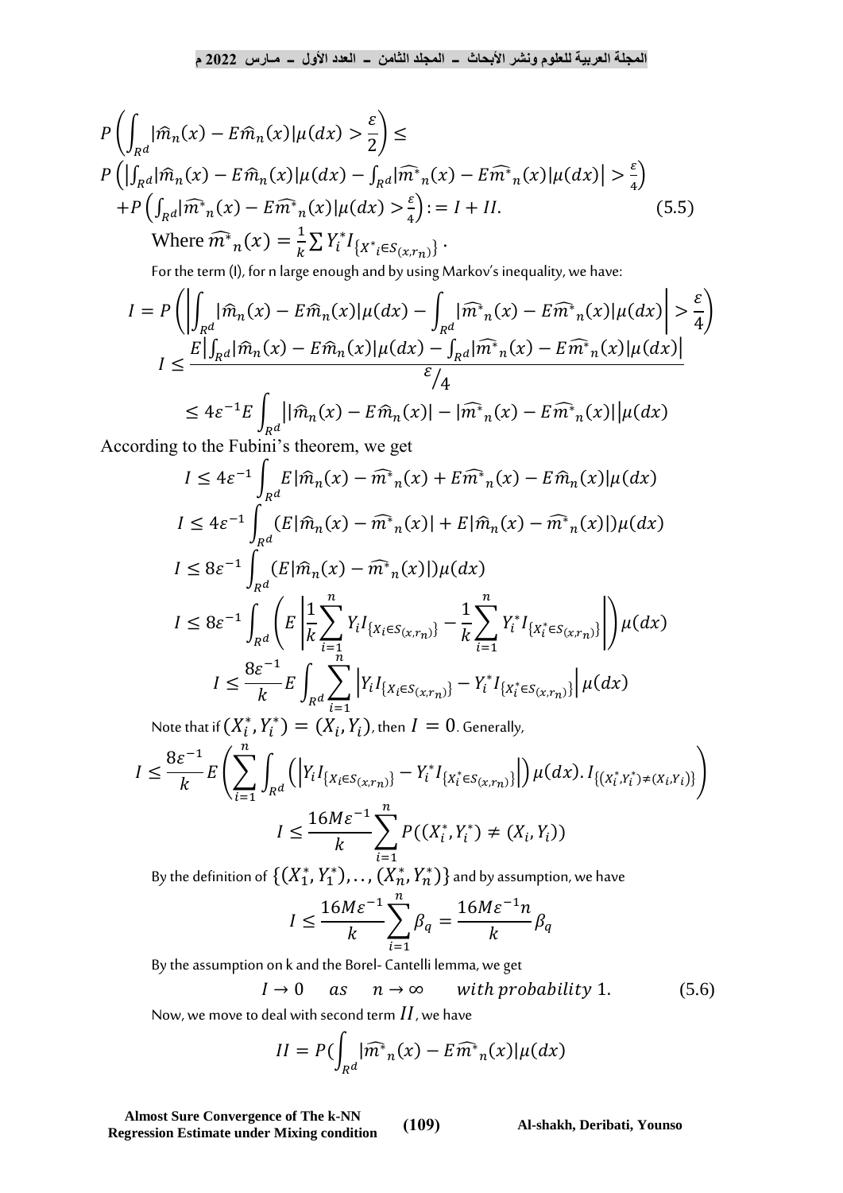$$P\left(\int_{R^d}|\widehat{m}_n(x)-E\widehat{m}_n(x)|\mu(dx)>\frac{\varepsilon}{2}\right)\le$$
$$P\left(\left|\int_{R^d}|\widehat{m}_n(x)-E\widehat{m}_n(x)|\mu(dx)-\int_{R^d}|\widehat{m^*}_n(x)-E\widehat{m^*}_n(x)|\mu(dx)\right|>\frac{\varepsilon}{4}\right)$$
$$+P\left(\int_{R^d}|\widehat{m^*}_n(x)-E\widehat{m^*}_n(x)|\mu(dx)>\frac{\varepsilon}{4}\right):=I+II. \tag{5.5}$$

Where $\widehat{m^*}_n(x)=\frac{1}{k}\sum Y_i^* I_{\{X^*{}_i\in S_{(x,r_n)}\}}$.

For the term (I), for n large enough and by using Markov's inequality, we have:

$$I=P\left(\left|\int_{R^d}|\widehat{m}_n(x)-E\widehat{m}_n(x)|\mu(dx)-\int_{R^d}|\widehat{m^*}_n(x)-E\widehat{m^*}_n(x)|\mu(dx)\right|>\frac{\varepsilon}{4}\right)$$
$$I\le\frac{E\left|\int_{R^d}|\widehat{m}_n(x)-E\widehat{m}_n(x)|\mu(dx)-\int_{R^d}|\widehat{m^*}_n(x)-E\widehat{m^*}_n(x)|\mu(dx)\right|}{\varepsilon/4}$$
$$\le 4\varepsilon^{-1}E\int_{R^d}\big||\widehat{m}_n(x)-E\widehat{m}_n(x)|-|\widehat{m^*}_n(x)-E\widehat{m^*}_n(x)|\big|\mu(dx)$$

According to the Fubini's theorem, we get

$$I\le 4\varepsilon^{-1}\int_{R^d}E|\widehat{m}_n(x)-\widehat{m^*}_n(x)+E\widehat{m^*}_n(x)-E\widehat{m}_n(x)|\mu(dx)$$
$$I\le 4\varepsilon^{-1}\int_{R^d}(E|\widehat{m}_n(x)-\widehat{m^*}_n(x)|+E|\widehat{m}_n(x)-\widehat{m^*}_n(x)|)\mu(dx)$$
$$I\le 8\varepsilon^{-1}\int_{R^d}(E|\widehat{m}_n(x)-\widehat{m^*}_n(x)|)\mu(dx)$$
$$I\le 8\varepsilon^{-1}\int_{R^d}\left(E\left|\frac{1}{k}\sum_{i=1}^{n}Y_iI_{\{X_i\in S_{(x,r_n)}\}}-\frac{1}{k}\sum_{i=1}^{n}Y_i^*I_{\{X_i^*\in S_{(x,r_n)}\}}\right|\right)\mu(dx)$$
$$I\le\frac{8\varepsilon^{-1}}{k}E\int_{R^d}\sum_{i=1}^{n}\left|Y_iI_{\{X_i\in S_{(x,r_n)}\}}-Y_i^*I_{\{X_i^*\in S_{(x,r_n)}\}}\right|\mu(dx)$$

Note that if $(X_i^*,Y_i^*)=(X_i,Y_i)$, then $I=0$. Generally,

$$I\le\frac{8\varepsilon^{-1}}{k}E\left(\sum_{i=1}^{n}\int_{R^d}\left(\left|Y_iI_{\{X_i\in S_{(x,r_n)}\}}-Y_i^*I_{\{X_i^*\in S_{(x,r_n)}\}}\right|\right)\mu(dx).I_{\{(X_i^*,Y_i^*)\neq(X_i,Y_i)\}}\right)$$
$$I\le\frac{16M\varepsilon^{-1}}{k}\sum_{i=1}^{n}P((X_i^*,Y_i^*)\neq(X_i,Y_i))$$

By the definition of $\{(X_1^*,Y_1^*),..,(X_n^*,Y_n^*)\}$ and by assumption, we have

$$I\le\frac{16M\varepsilon^{-1}}{k}\sum_{i=1}^{n}\beta_q=\frac{16M\varepsilon^{-1}n}{k}\beta_q$$

By the assumption on k and the Borel- Cantelli lemma, we get

$$I\to 0\quad as\quad n\to\infty\qquad with\ probability\ 1. \tag{5.6}$$

Now, we move to deal with second term $II$, we have

$$II=P(\int_{R^d}|\widehat{m^*}_n(x)-E\widehat{m^*}_n(x)|\mu(dx)$$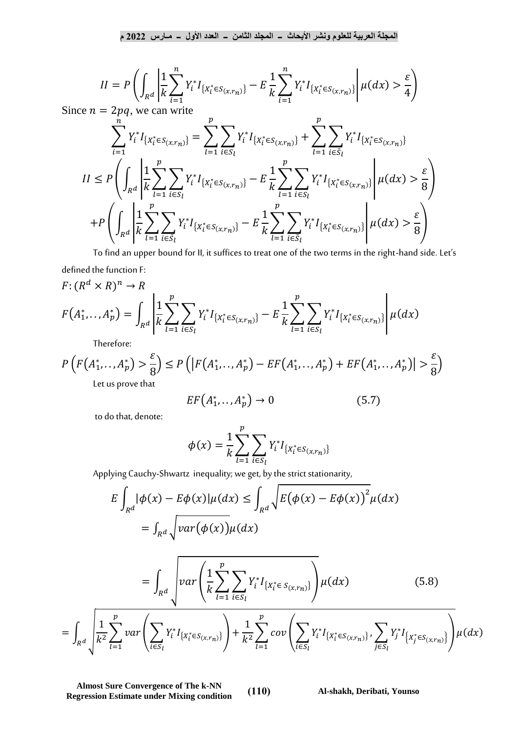$$II = P\left(\int_{R^d}\left|\frac{1}{k}\sum_{i=1}^{n} Y_i^* I_{\{X_i^*\in S_{(x,r_n)}\}} - E\,\frac{1}{k}\sum_{i=1}^{n} Y_i^* I_{\{X_i^*\in S_{(x,r_n)}\}}\right|\mu(dx) > \frac{\varepsilon}{4}\right)$$

Since $n = 2pq$, we can write

$$\sum_{i=1}^{n} Y_i^* I_{\{X_i^*\in S_{(x,r_n)}\}} = \sum_{l=1}^{p}\sum_{i\in S_l} Y_i^* I_{\{X_i^*\in S_{(x,r_n)}\}} + \sum_{l=1}^{p}\sum_{i\in \tilde{S}_l} Y_i^* I_{\{X_i^*\in S_{(x,r_n)}\}}$$

$$II \le P\left(\int_{R^d}\left|\frac{1}{k}\sum_{l=1}^{p}\sum_{i\in S_l} Y_i^* I_{\{X_i^*\in S_{(x,r_n)}\}} - E\,\frac{1}{k}\sum_{l=1}^{p}\sum_{i\in S_l} Y_i^* I_{\{X_i^*\in S_{(x,r_n)}\}}\right|\mu(dx) > \frac{\varepsilon}{8}\right)$$
$$+P\left(\int_{R^d}\left|\frac{1}{k}\sum_{l=1}^{p}\sum_{i\in \tilde{S}_l} Y_i^* I_{\{X_i^*\in S_{(x,r_n)}\}} - E\,\frac{1}{k}\sum_{l=1}^{p}\sum_{i\in \tilde{S}_l} Y_i^* I_{\{X_i^*\in S_{(x,r_n)}\}}\right|\mu(dx) > \frac{\varepsilon}{8}\right)$$

To find an upper bound for II, it suffices to treat one of the two terms in the right-hand side. Let's defined the function F:

$$F: (R^d \times R)^n \to R$$

$$F\left(A_1^*,\ldots,A_p^*\right) = \int_{R^d}\left|\frac{1}{k}\sum_{l=1}^{p}\sum_{i\in S_l} Y_i^* I_{\{X_i^*\in S_{(x,r_n)}\}} - E\,\frac{1}{k}\sum_{l=1}^{p}\sum_{i\in S_l} Y_i^* I_{\{X_i^*\in S_{(x,r_n)}\}}\right|\mu(dx)$$

Therefore:

$$P\left(F\left(A_1^*,\ldots,A_p^*\right) > \frac{\varepsilon}{8}\right) \le P\left(\left|F\left(A_1^*,\ldots,A_p^*\right) - EF\left(A_1^*,\ldots,A_p^*\right) + EF\left(A_1^*,\ldots,A_p^*\right)\right| > \frac{\varepsilon}{8}\right)$$

Let us prove that

$$EF\left(A_1^*,\ldots,A_p^*\right) \to 0 \qquad (5.7)$$

to do that, denote:

$$\phi(x) = \frac{1}{k}\sum_{l=1}^{p}\sum_{i\in S_l} Y_i^* I_{\{X_i^*\in S_{(x,r_n)}\}}$$

Applying Cauchy-Shwartz inequality; we get, by the strict stationarity,

$$E\int_{R^d}|\phi(x) - E\phi(x)|\mu(dx) \le \int_{R^d}\sqrt{E\left(\phi(x) - E\phi(x)\right)^2}\,\mu(dx)$$
$$= \int_{R^d}\sqrt{var\left(\phi(x)\right)}\,\mu(dx)$$

$$= \int_{R^d}\sqrt{var\left(\frac{1}{k}\sum_{l=1}^{p}\sum_{i\in S_l} Y_i^* I_{\{X_i^*\in S_{(x,r_n)}\}}\right)}\,\mu(dx) \qquad (5.8)$$

$$= \int_{R^d}\sqrt{\frac{1}{k^2}\sum_{l=1}^{p} var\left(\sum_{i\in S_l} Y_i^* I_{\{X_i^*\in S_{(x,r_n)}\}}\right) + \frac{1}{k^2}\sum_{l=1}^{p} cov\left(\sum_{i\in S_l} Y_i^* I_{\{X_i^*\in S_{(x,r_n)}\}}, \sum_{j\in S_l} Y_j^* I_{\{X_j^*\in S_{(x,r_n)}\}}\right)}\,\mu(dx)$$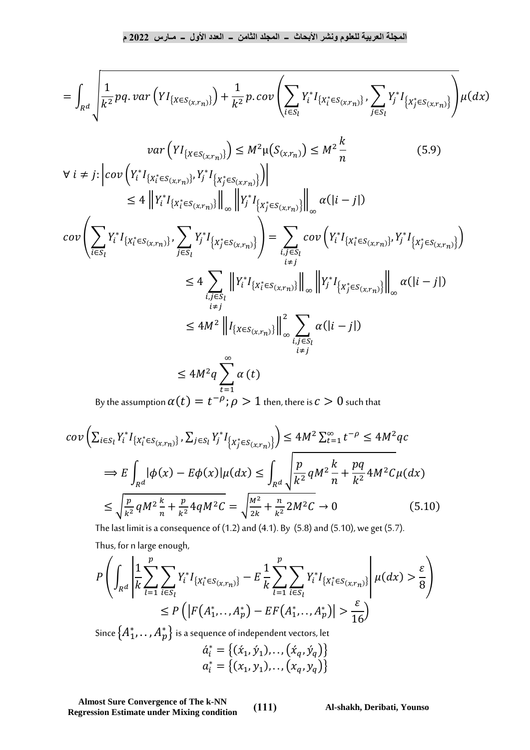$$= \int_{R^d} \sqrt{\frac{1}{k^2} pq.\, var\left(YI_{\{X \in S_{(x,r_n)}\}}\right) + \frac{1}{k^2} p.\, cov\left(\sum_{i \in S_l} Y_i^* I_{\{X_i^* \in S_{(x,r_n)}\}}, \sum_{j \in S_l} Y_j^* I_{\{X_j^* \in S_{(x,r_n)}\}}\right)}\, \mu(dx)$$

$$var\left(YI_{\{X \in S_{(x,r_n)}\}}\right) \le M^2 \mu\left(S_{(x,r_n)}\right) \le M^2 \frac{k}{n} \qquad (5.9)$$

$$\forall\, i \ne j: \left|cov\left(Y_i^* I_{\{X_i^* \in S_{(x,r_n)}\}}, Y_j^* I_{\{X_j^* \in S_{(x,r_n)}\}}\right)\right|$$
$$\le 4 \left\|Y_i^* I_{\{X_i^* \in S_{(x,r_n)}\}}\right\|_\infty \left\|Y_j^* I_{\{X_j^* \in S_{(x,r_n)}\}}\right\|_\infty \alpha(|i-j|)$$

$$cov\left(\sum_{i \in S_l} Y_i^* I_{\{X_i^* \in S_{(x,r_n)}\}}, \sum_{j \in S_l} Y_j^* I_{\{X_j^* \in S_{(x,r_n)}\}}\right) = \sum_{\substack{i,j \in S_l \\ i \ne j}} cov\left(Y_i^* I_{\{X_i^* \in S_{(x,r_n)}\}}, Y_j^* I_{\{X_j^* \in S_{(x,r_n)}\}}\right)$$
$$\le 4 \sum_{\substack{i,j \in S_l \\ i \ne j}} \left\|Y_i^* I_{\{X_i^* \in S_{(x,r_n)}\}}\right\|_\infty \left\|Y_j^* I_{\{X_j^* \in S_{(x,r_n)}\}}\right\|_\infty \alpha(|i-j|)$$
$$\le 4M^2 \left\|I_{\{X \in S_{(x,r_n)}\}}\right\|_\infty^2 \sum_{\substack{i,j \in S_l \\ i \ne j}} \alpha(|i-j|)$$
$$\le 4M^2 q \sum_{t=1}^{\infty} \alpha(t)$$

By the assumption $\alpha(t) = t^{-\rho}; \rho > 1$ then, there is $c > 0$ such that

$$cov\left(\sum_{i \in S_l} Y_i^* I_{\{X_i^* \in S_{(x,r_n)}\}}, \sum_{j \in S_l} Y_j^* I_{\{X_j^* \in S_{(x,r_n)}\}}\right) \le 4M^2 \sum_{t=1}^{\infty} t^{-\rho} \le 4M^2 qc$$
$$\Rightarrow E \int_{R^d} |\phi(x) - E\phi(x)| \mu(dx) \le \int_{R^d} \sqrt{\frac{p}{k^2} q M^2 \frac{k}{n} + \frac{pq}{k^2} 4M^2 C}\, \mu(dx)$$
$$\le \sqrt{\frac{p}{k^2} q M^2 \frac{k}{n} + \frac{p}{k^2} 4qM^2 C} = \sqrt{\frac{M^2}{2k} + \frac{n}{k^2} 2M^2 C} \to 0 \qquad (5.10)$$

The last limit is a consequence of (1.2) and (4.1). By (5.8) and (5.10), we get (5.7).

Thus, for n large enough,

$$P\left(\int_{R^d} \left|\frac{1}{k} \sum_{l=1}^{p} \sum_{i \in S_l} Y_i^* I_{\{X_i^* \in S_{(x,r_n)}\}} - E \frac{1}{k} \sum_{l=1}^{p} \sum_{i \in S_l} Y_i^* I_{\{X_i^* \in S_{(x,r_n)}\}}\right| \mu(dx) > \frac{\varepsilon}{8}\right)$$
$$\le P\left(\left|F(A_1^*, .., A_p^*) - EF(A_1^*, .., A_p^*)\right| > \frac{\varepsilon}{16}\right)$$

Since $\{A_1^*, .., A_p^*\}$ is a sequence of independent vectors, let

$$\acute{a}_i^* = \{(\acute{x}_1, \acute{y}_1), .., (\acute{x}_q, \acute{y}_q)\}$$
$$a_i^* = \{(x_1, y_1), .., (x_q, y_q)\}$$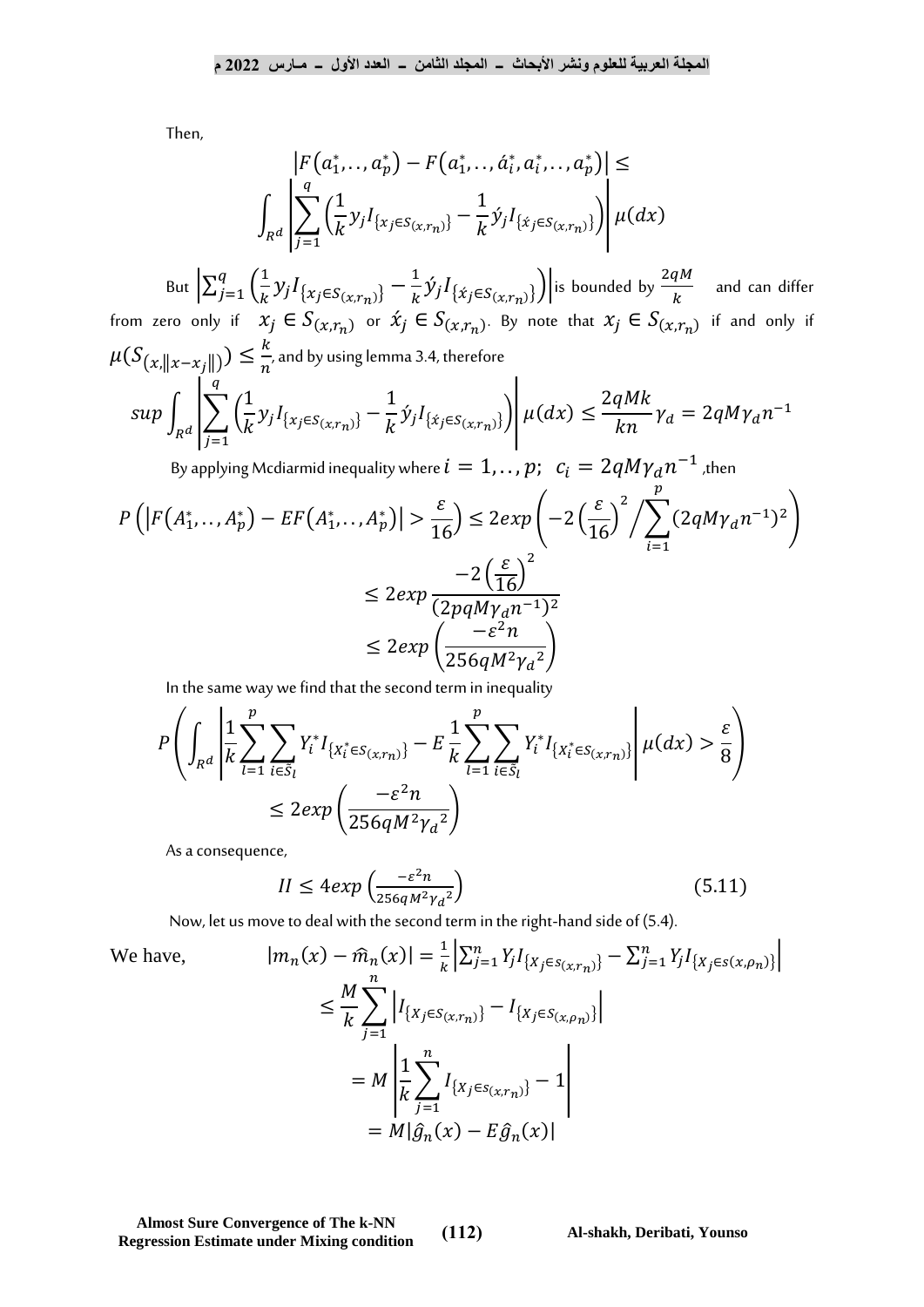Then,

$$\left|F\left(a_1^*,\ldots,a_p^*\right)-F\left(a_1^*,\ldots,\acute{a}_i^*,a_i^*,\ldots,a_p^*\right)\right| \leq \int_{R^d}\left|\sum_{j=1}^{q}\left(\frac{1}{k}y_j I_{\{x_j\in S_{(x,r_n)}\}}-\frac{1}{k}\acute{y}_j I_{\{\acute{x}_j\in S_{(x,r_n)}\}}\right)\right|\mu(dx)$$

But $\left|\sum_{j=1}^{q}\left(\frac{1}{k}y_j I_{\{x_j\in S_{(x,r_n)}\}}-\frac{1}{k}\acute{y}_j I_{\{\acute{x}_j\in S_{(x,r_n)}\}}\right)\right|$ is bounded by $\frac{2qM}{k}$ and can differ from zero only if $x_j \in S_{(x,r_n)}$ or $\acute{x}_j \in S_{(x,r_n)}$. By note that $x_j \in S_{(x,r_n)}$ if and only if $\mu(S_{(x,\|x-x_j\|)}) \leq \frac{k}{n}$, and by using lemma 3.4, therefore

$$sup\int_{R^d}\left|\sum_{j=1}^{q}\left(\frac{1}{k}y_j I_{\{x_j\in S_{(x,r_n)}\}}-\frac{1}{k}\acute{y}_j I_{\{\acute{x}_j\in S_{(x,r_n)}\}}\right)\right|\mu(dx) \leq \frac{2qMk}{kn}\gamma_d = 2qM\gamma_d n^{-1}$$

By applying Mcdiarmid inequality where $i = 1,\ldots,p;\ \ c_i = 2qM\gamma_d n^{-1}$ ,then

$$P\left(\left|F\left(A_1^*,\ldots,A_p^*\right)-EF\left(A_1^*,\ldots,A_p^*\right)\right|>\frac{\varepsilon}{16}\right) \leq 2exp\left(-2\left(\frac{\varepsilon}{16}\right)^2\Big/\sum_{i=1}^{p}(2qM\gamma_d n^{-1})^2\right)$$

$$\leq 2exp\frac{-2\left(\frac{\varepsilon}{16}\right)^2}{(2pqM\gamma_d n^{-1})^2}$$

$$\leq 2exp\left(\frac{-\varepsilon^2 n}{256qM^2{\gamma_d}^2}\right)$$

In the same way we find that the second term in inequality

$$P\left(\int_{R^d}\left|\frac{1}{k}\sum_{l=1}^{p}\sum_{i\in\tilde{S}_l}Y_i^* I_{\{X_i^*\in S_{(x,r_n)}\}}-E\frac{1}{k}\sum_{l=1}^{p}\sum_{i\in\tilde{S}_l}Y_i^* I_{\{X_i^*\in S_{(x,r_n)}\}}\right|\mu(dx)>\frac{\varepsilon}{8}\right) \leq 2exp\left(\frac{-\varepsilon^2 n}{256qM^2{\gamma_d}^2}\right)$$

As a consequence,

$$II \leq 4exp\left(\frac{-\varepsilon^2 n}{256qM^2{\gamma_d}^2}\right) \tag{5.11}$$

Now, let us move to deal with the second term in the right-hand side of (5.4).

We have,

$$|m_n(x)-\widehat{m}_n(x)| = \frac{1}{k}\left|\sum_{j=1}^{n}Y_j I_{\{X_j\in s_{(x,r_n)}\}}-\sum_{j=1}^{n}Y_j I_{\{X_j\in s(x,\rho_n)\}}\right|$$

$$\leq \frac{M}{k}\sum_{j=1}^{n}\left|I_{\{X_j\in S_{(x,r_n)}\}}-I_{\{X_j\in S_{(x,\rho_n)}\}}\right|$$

$$= M\left|\frac{1}{k}\sum_{j=1}^{n}I_{\{X_j\in s_{(x,r_n)}\}}-1\right|$$

$$= M|\hat{g}_n(x)-E\hat{g}_n(x)|$$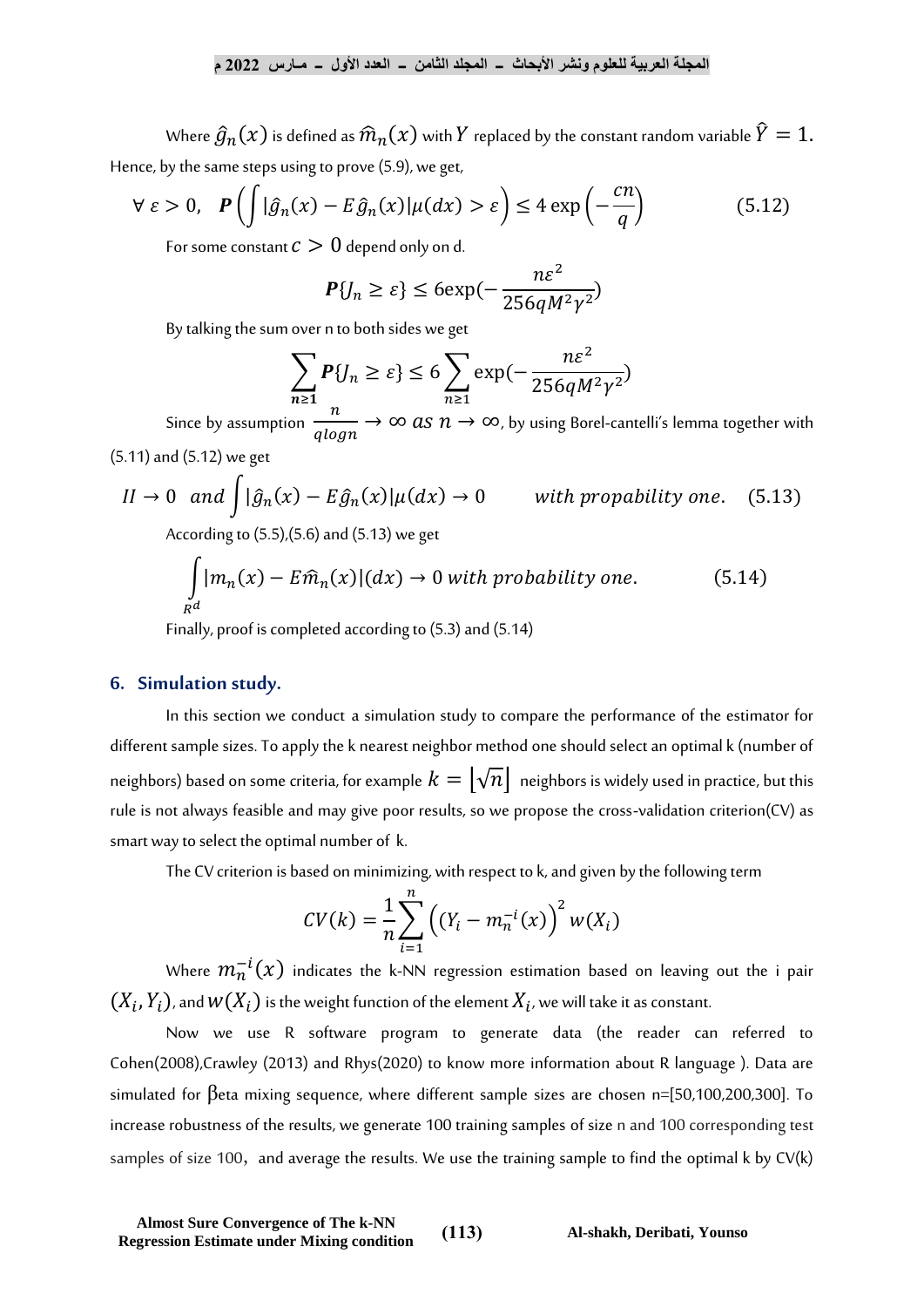Where $\hat{g}_n(x)$ is defined as $\widehat{m}_n(x)$ with $Y$ replaced by the constant random variable $\hat{Y} = 1.$ Hence, by the same steps using to prove (5.9), we get,

$$\forall\, \varepsilon > 0, \quad \boldsymbol{P}\left( \int |\hat{g}_n(x) - E\,\hat{g}_n(x)|\mu(dx) > \varepsilon \right) \leq 4 \exp\left( -\frac{cn}{q} \right) \tag{5.12}$$

For some constant $c > 0$ depend only on d.

$$\boldsymbol{P}\{J_n \geq \varepsilon\} \leq 6\exp(-\frac{n\varepsilon^2}{256qM^2\gamma^2})$$

By talking the sum over n to both sides we get

$$\sum_{n\geq 1} \boldsymbol{P}\{J_n \geq \varepsilon\} \leq 6 \sum_{n\geq 1} \exp(-\frac{n\varepsilon^2}{256qM^2\gamma^2})$$

Since by assumption $\frac{n}{q\log n} \to \infty \; as \; n \to \infty$, by using Borel-cantelli's lemma together with (5.11) and (5.12) we get

$$II \to 0 \;\; and \int |\hat{g}_n(x) - E\hat{g}_n(x)|\mu(dx) \to 0 \qquad with\ propability\ one. \tag{5.13}$$

According to (5.5),(5.6) and (5.13) we get

$$\int_{R^d} |m_n(x) - E\widehat{m}_n(x)|(dx) \to 0 \; with\ probability\ one. \tag{5.14}$$

Finally, proof is completed according to (5.3) and (5.14)

## 6. Simulation study.

In this section we conduct a simulation study to compare the performance of the estimator for different sample sizes. To apply the k nearest neighbor method one should select an optimal k (number of neighbors) based on some criteria, for example $k = \lfloor \sqrt{n} \rfloor$ neighbors is widely used in practice, but this rule is not always feasible and may give poor results, so we propose the cross-validation criterion(CV) as smart way to select the optimal number of k.

The CV criterion is based on minimizing, with respect to k, and given by the following term

$$CV(k) = \frac{1}{n}\sum_{i=1}^{n}\left( (Y_i - m_n^{-i}(x) \right)^2 w(X_i)$$

Where $m_n^{-i}(x)$ indicates the k-NN regression estimation based on leaving out the i pair $(X_i, Y_i)$, and $w(X_i)$ is the weight function of the element $X_i$, we will take it as constant.

Now we use R software program to generate data (the reader can referred to Cohen(2008),Crawley (2013) and Rhys(2020) to know more information about R language ). Data are simulated for βeta mixing sequence, where different sample sizes are chosen n=[50,100,200,300]. To increase robustness of the results, we generate 100 training samples of size n and 100 corresponding test samples of size 100, and average the results. We use the training sample to find the optimal k by CV(k)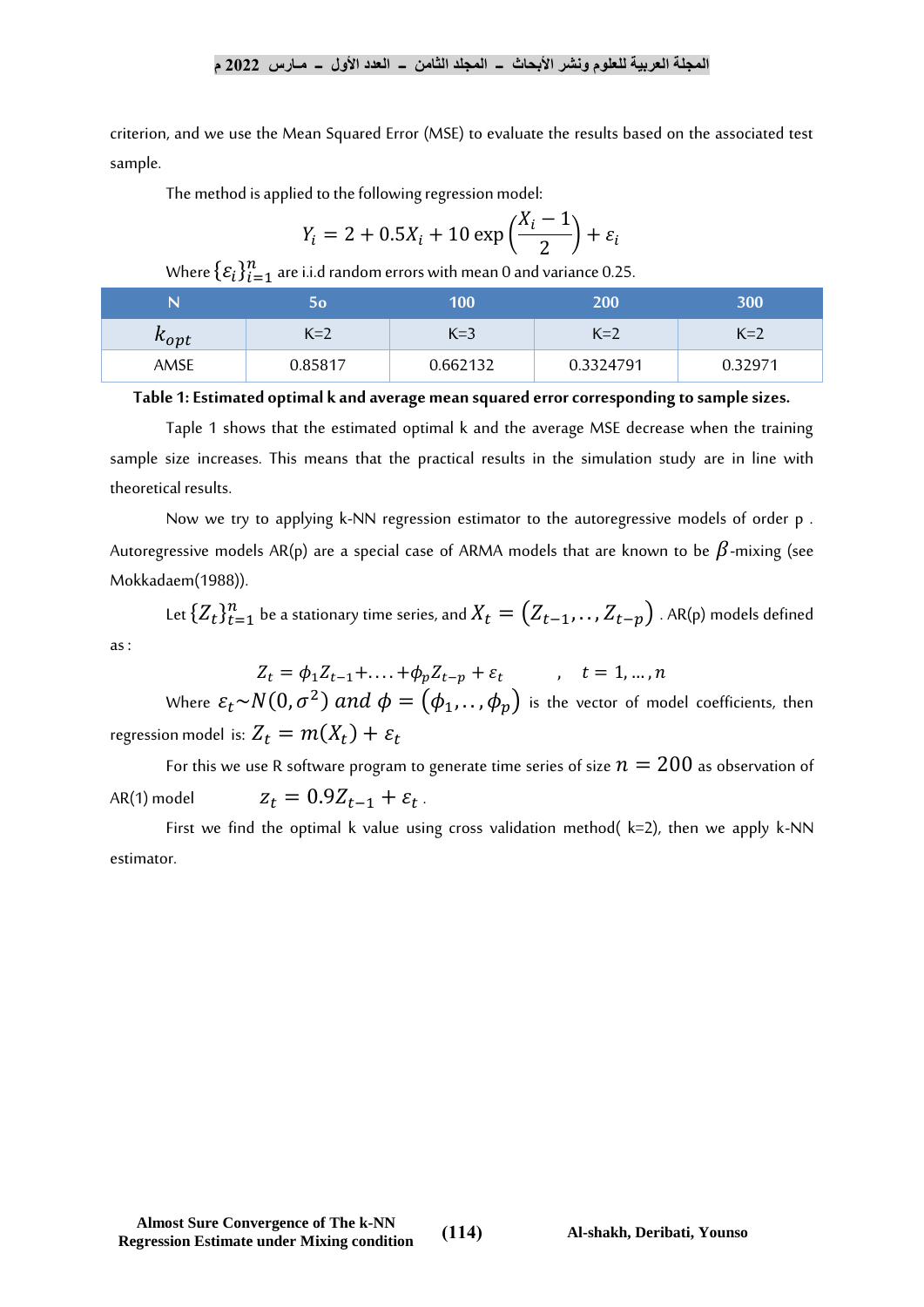criterion, and we use the Mean Squared Error (MSE) to evaluate the results based on the associated test sample.

The method is applied to the following regression model:

$$Y_i = 2 + 0.5X_i + 10\exp\left(\frac{X_i - 1}{2}\right) + \varepsilon_i$$

Where $\{\varepsilon_i\}_{i=1}^{n}$ are i.i.d random errors with mean 0 and variance 0.25.

| N | 5o | 100 | 200 | 300 |
|---|---|---|---|---|
| $k_{opt}$ | K=2 | K=3 | K=2 | K=2 |
| AMSE | 0.85817 | 0.662132 | 0.3324791 | 0.32971 |

**Table 1: Estimated optimal k and average mean squared error corresponding to sample sizes.**

Taple 1 shows that the estimated optimal k and the average MSE decrease when the training sample size increases. This means that the practical results in the simulation study are in line with theoretical results.

Now we try to applying k-NN regression estimator to the autoregressive models of order p . Autoregressive models AR(p) are a special case of ARMA models that are known to be $\beta$-mixing (see Mokkadaem(1988)).

Let $\{Z_t\}_{t=1}^{n}$ be a stationary time series, and $X_t = (Z_{t-1}, .., Z_{t-p})$ . AR(p) models defined as :

$$Z_t = \phi_1 Z_{t-1} + \ldots + \phi_p Z_{t-p} + \varepsilon_t \qquad , \quad t = 1, \ldots, n$$

Where $\varepsilon_t \sim N(0, \sigma^2)$ *and* $\phi = (\phi_1, .., \phi_p)$ is the vector of model coefficients, then regression model is: $Z_t = m(X_t) + \varepsilon_t$

For this we use R software program to generate time series of size $n = 200$ as observation of AR(1) model $z_t = 0.9Z_{t-1} + \varepsilon_t$ .

First we find the optimal k value using cross validation method( k=2), then we apply k-NN estimator.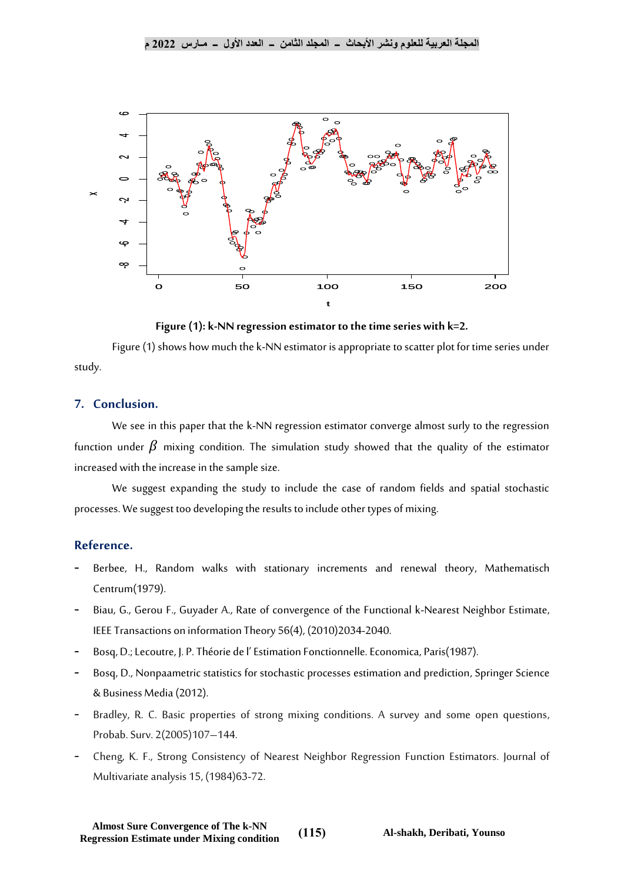Figure (1): k-NN regression estimator to the time series with k=2.

Figure (1) shows how much the k-NN estimator is appropriate to scatter plot for time series under study.

## 7. Conclusion.

We see in this paper that the k-NN regression estimator converge almost surly to the regression function under $\beta$ mixing condition. The simulation study showed that the quality of the estimator increased with the increase in the sample size.

We suggest expanding the study to include the case of random fields and spatial stochastic processes. We suggest too developing the results to include other types of mixing.

## Reference.

- Berbee, H., Random walks with stationary increments and renewal theory, Mathematisch Centrum(1979).
- Biau, G., Gerou F., Guyader A., Rate of convergence of the Functional k-Nearest Neighbor Estimate, IEEE Transactions on information Theory 56(4), (2010)2034-2040.
- Bosq, D.; Lecoutre, J. P. Théorie de l' Estimation Fonctionnelle. Economica, Paris(1987).
- Bosq, D., Nonpaametric statistics for stochastic processes estimation and prediction, Springer Science & Business Media (2012).
- Bradley, R. C. Basic properties of strong mixing conditions. A survey and some open questions, Probab. Surv. 2(2005)107–144.
- Cheng, K. F., Strong Consistency of Nearest Neighbor Regression Function Estimators. Journal of Multivariate analysis 15, (1984)63-72.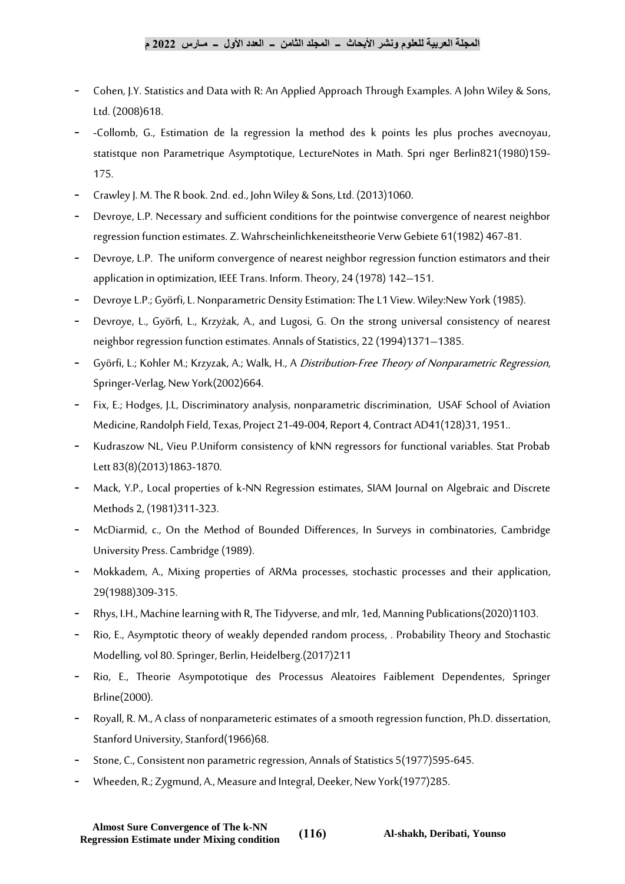- Cohen, J.Y. Statistics and Data with R: An Applied Approach Through Examples. A John Wiley & Sons, Ltd. (2008)618.
- -Collomb, G., Estimation de la regression la method des k points les plus proches avecnoyau, statistque non Parametrique Asymptotique, LectureNotes in Math. Spri nger Berlin821(1980)159-175.
- Crawley J. M. The R book. 2nd. ed., John Wiley & Sons, Ltd. (2013)1060.
- Devroye, L.P. Necessary and sufficient conditions for the pointwise convergence of nearest neighbor regression function estimates. Z. Wahrscheinlichkeneitstheorie Verw Gebiete 61(1982) 467-81.
- Devroye, L.P. The uniform convergence of nearest neighbor regression function estimators and their application in optimization, IEEE Trans. Inform. Theory, 24 (1978) 142–151.
- Devroye L.P.; Györfi, L. Nonparametric Density Estimation: The L1 View. Wiley:New York (1985).
- Devroye, L., Györfi, L., Krzyżak, A., and Lugosi, G. On the strong universal consistency of nearest neighbor regression function estimates. Annals of Statistics, 22 (1994)1371–1385.
- Györfi, L.; Kohler M.; Krzyzak, A.; Walk, H., A *Distribution-Free Theory of Nonparametric Regression*, Springer-Verlag, New York(2002)664.
- Fix, E.; Hodges, J.L, Discriminatory analysis, nonparametric discrimination, USAF School of Aviation Medicine, Randolph Field, Texas, Project 21-49-004, Report 4, Contract AD41(128)31, 1951..
- Kudraszow NL, Vieu P.Uniform consistency of kNN regressors for functional variables. Stat Probab Lett 83(8)(2013)1863-1870.
- Mack, Y.P., Local properties of k-NN Regression estimates, SIAM Journal on Algebraic and Discrete Methods 2, (1981)311-323.
- McDiarmid, c., On the Method of Bounded Differences, In Surveys in combinatories, Cambridge University Press. Cambridge (1989).
- Mokkadem, A., Mixing properties of ARMa processes, stochastic processes and their application, 29(1988)309-315.
- Rhys, I.H., Machine learning with R, The Tidyverse, and mlr, 1ed, Manning Publications(2020)1103.
- Rio, E., Asymptotic theory of weakly depended random process, . Probability Theory and Stochastic Modelling, vol 80. Springer, Berlin, Heidelberg.(2017)211
- Rio, E., Theorie Asympototique des Processus Aleatoires Faiblement Dependentes, Springer Brline(2000).
- Royall, R. M., A class of nonparameteric estimates of a smooth regression function, Ph.D. dissertation, Stanford University, Stanford(1966)68.
- Stone, C., Consistent non parametric regression, Annals of Statistics 5(1977)595-645.
- Wheeden, R.; Zygmund, A., Measure and Integral, Deeker, New York(1977)285.